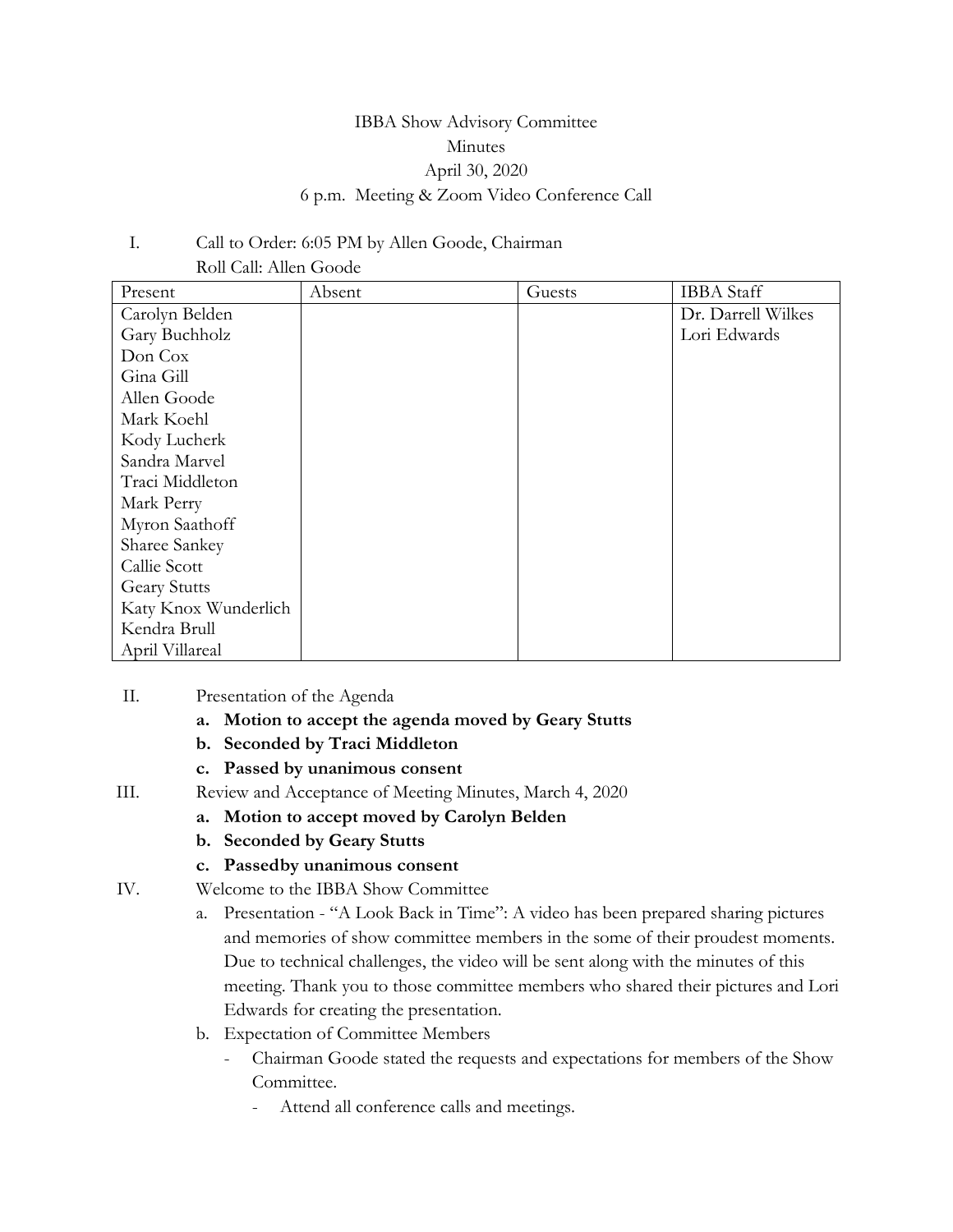IBBA Show Advisory Committee

Minutes

April 30, 2020

6 p.m. Meeting & Zoom Video Conference Call

I. Call to Order: 6:05 PM by Allen Goode, Chairman

Roll Call: Allen Goode

| Present | Absent | Guests | IBBA Staff |
|---|---|---|---|
| Carolyn Belden | | | Dr. Darrell Wilkes |
| Gary Buchholz | | | Lori Edwards |
| Don Cox | | | |
| Gina Gill | | | |
| Allen Goode | | | |
| Mark Koehl | | | |
| Kody Lucherk | | | |
| Sandra Marvel | | | |
| Traci Middleton | | | |
| Mark Perry | | | |
| Myron Saathoff | | | |
| Sharee Sankey | | | |
| Callie Scott | | | |
| Geary Stutts | | | |
| Katy Knox Wunderlich | | | |
| Kendra Brull | | | |
| April Villareal | | | |

II. Presentation of the Agenda

- a. **Motion to accept the agenda moved by Geary Stutts**
- b. **Seconded by Traci Middleton**
- c. **Passed by unanimous consent**

III. Review and Acceptance of Meeting Minutes, March 4, 2020

- a. **Motion to accept moved by Carolyn Belden**
- b. **Seconded by Geary Stutts**
- c. **Passedby unanimous consent**

IV. Welcome to the IBBA Show Committee

- a. Presentation - "A Look Back in Time": A video has been prepared sharing pictures and memories of show committee members in the some of their proudest moments. Due to technical challenges, the video will be sent along with the minutes of this meeting. Thank you to those committee members who shared their pictures and Lori Edwards for creating the presentation.
- b. Expectation of Committee Members
  - Chairman Goode stated the requests and expectations for members of the Show Committee.
    - Attend all conference calls and meetings.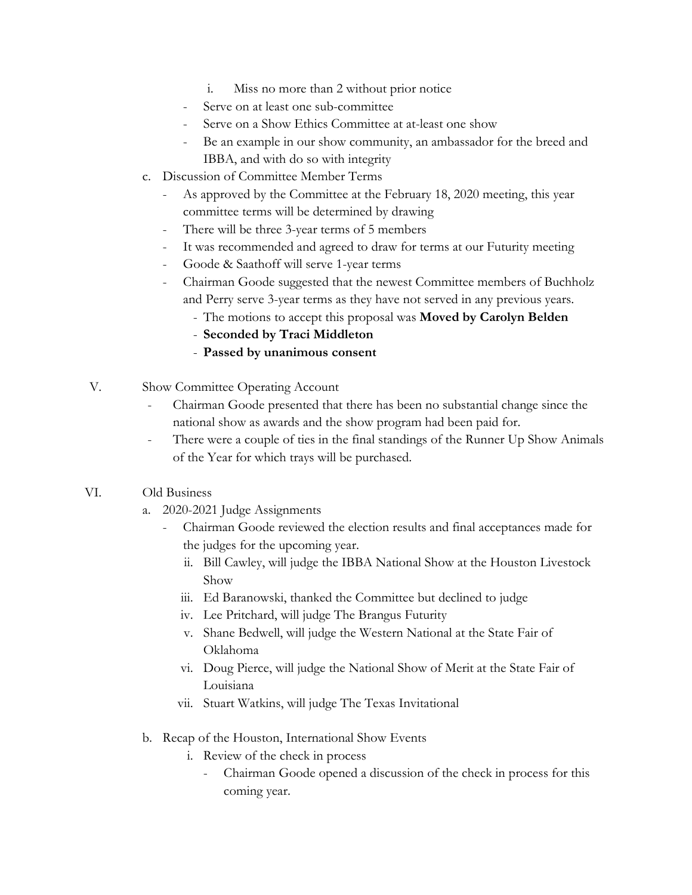i. Miss no more than 2 without prior notice
    - Serve on at least one sub-committee
    - Serve on a Show Ethics Committee at at-least one show
    - Be an example in our show community, an ambassador for the breed and IBBA, and with do so with integrity

c. Discussion of Committee Member Terms
    - As approved by the Committee at the February 18, 2020 meeting, this year committee terms will be determined by drawing
    - There will be three 3-year terms of 5 members
    - It was recommended and agreed to draw for terms at our Futurity meeting
    - Goode & Saathoff will serve 1-year terms
    - Chairman Goode suggested that the newest Committee members of Buchholz and Perry serve 3-year terms as they have not served in any previous years.
        - The motions to accept this proposal was **Moved by Carolyn Belden**
        - **Seconded by Traci Middleton**
        - **Passed by unanimous consent**

V. Show Committee Operating Account
- Chairman Goode presented that there has been no substantial change since the national show as awards and the show program had been paid for.
- There were a couple of ties in the final standings of the Runner Up Show Animals of the Year for which trays will be purchased.

VI. Old Business

a. 2020-2021 Judge Assignments
    - Chairman Goode reviewed the election results and final acceptances made for the judges for the upcoming year.
        ii. Bill Cawley, will judge the IBBA National Show at the Houston Livestock Show
        iii. Ed Baranowski, thanked the Committee but declined to judge
        iv. Lee Pritchard, will judge The Brangus Futurity
        v. Shane Bedwell, will judge the Western National at the State Fair of Oklahoma
        vi. Doug Pierce, will judge the National Show of Merit at the State Fair of Louisiana
        vii. Stuart Watkins, will judge The Texas Invitational

b. Recap of the Houston, International Show Events
    i. Review of the check in process
        - Chairman Goode opened a discussion of the check in process for this coming year.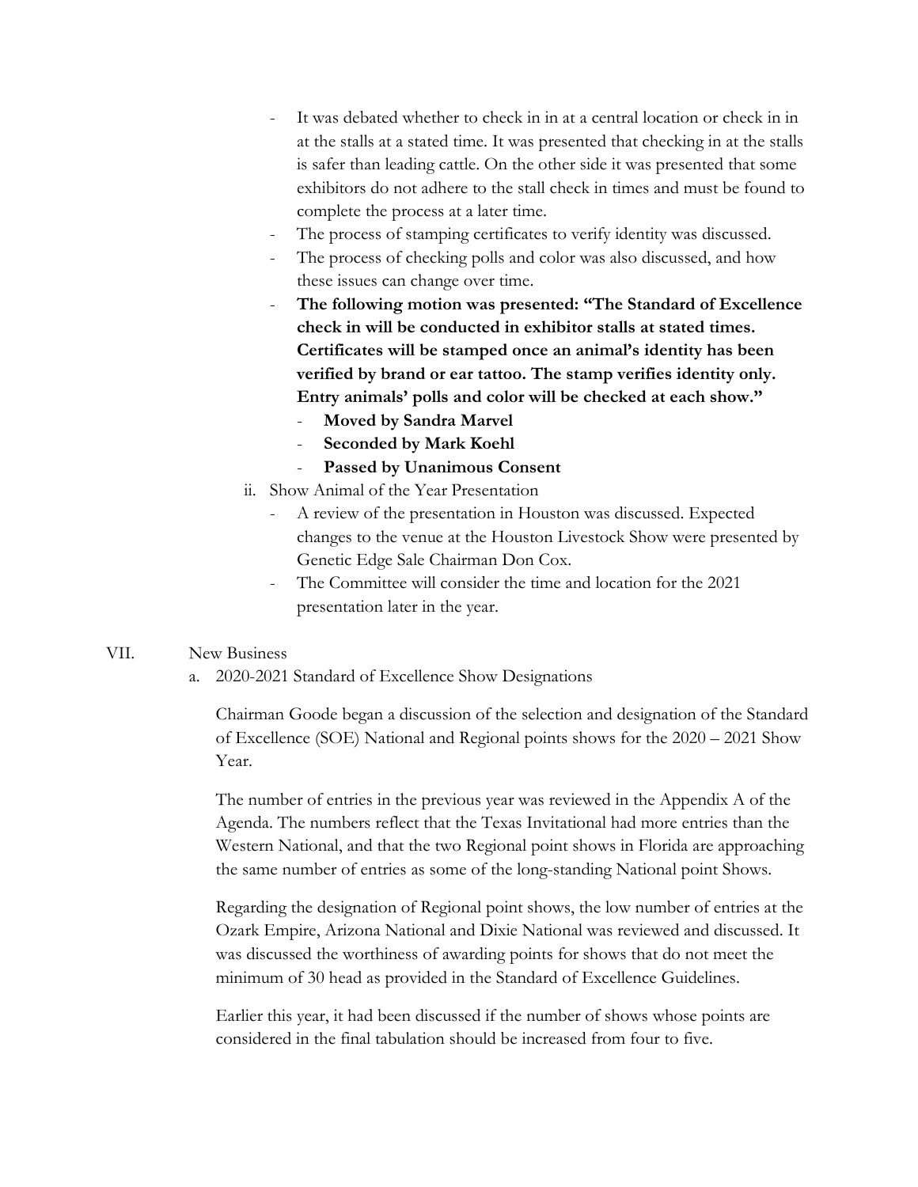- It was debated whether to check in in at a central location or check in in at the stalls at a stated time. It was presented that checking in at the stalls is safer than leading cattle. On the other side it was presented that some exhibitors do not adhere to the stall check in times and must be found to complete the process at a later time.
- The process of stamping certificates to verify identity was discussed.
- The process of checking polls and color was also discussed, and how these issues can change over time.
- **The following motion was presented: "The Standard of Excellence check in will be conducted in exhibitor stalls at stated times. Certificates will be stamped once an animal's identity has been verified by brand or ear tattoo. The stamp verifies identity only. Entry animals' polls and color will be checked at each show."**
  - **Moved by Sandra Marvel**
  - **Seconded by Mark Koehl**
  - **Passed by Unanimous Consent**

ii. Show Animal of the Year Presentation

- A review of the presentation in Houston was discussed. Expected changes to the venue at the Houston Livestock Show were presented by Genetic Edge Sale Chairman Don Cox.
- The Committee will consider the time and location for the 2021 presentation later in the year.

VII. New Business

a. 2020-2021 Standard of Excellence Show Designations

Chairman Goode began a discussion of the selection and designation of the Standard of Excellence (SOE) National and Regional points shows for the 2020 – 2021 Show Year.

The number of entries in the previous year was reviewed in the Appendix A of the Agenda. The numbers reflect that the Texas Invitational had more entries than the Western National, and that the two Regional point shows in Florida are approaching the same number of entries as some of the long-standing National point Shows.

Regarding the designation of Regional point shows, the low number of entries at the Ozark Empire, Arizona National and Dixie National was reviewed and discussed. It was discussed the worthiness of awarding points for shows that do not meet the minimum of 30 head as provided in the Standard of Excellence Guidelines.

Earlier this year, it had been discussed if the number of shows whose points are considered in the final tabulation should be increased from four to five.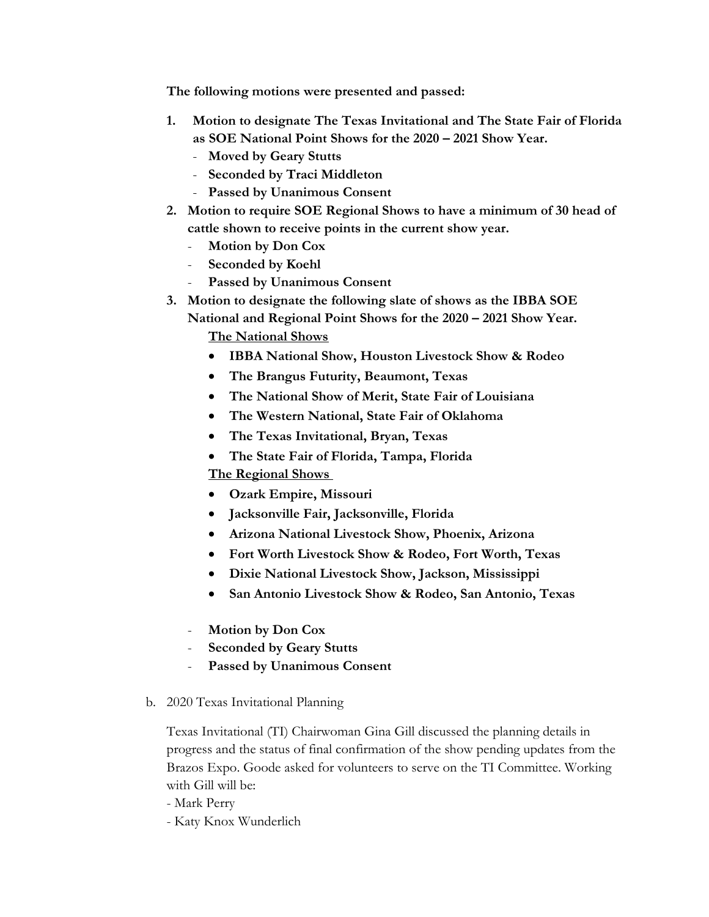**The following motions were presented and passed:**

1. **Motion to designate The Texas Invitational and The State Fair of Florida as SOE National Point Shows for the 2020 – 2021 Show Year.**
   - **Moved by Geary Stutts**
   - **Seconded by Traci Middleton**
   - **Passed by Unanimous Consent**
2. **Motion to require SOE Regional Shows to have a minimum of 30 head of cattle shown to receive points in the current show year.**
   - **Motion by Don Cox**
   - **Seconded by Koehl**
   - **Passed by Unanimous Consent**
3. **Motion to designate the following slate of shows as the IBBA SOE National and Regional Point Shows for the 2020 – 2021 Show Year.**

   **The National Shows**

   - **IBBA National Show, Houston Livestock Show & Rodeo**
   - **The Brangus Futurity, Beaumont, Texas**
   - **The National Show of Merit, State Fair of Louisiana**
   - **The Western National, State Fair of Oklahoma**
   - **The Texas Invitational, Bryan, Texas**
   - **The State Fair of Florida, Tampa, Florida**

   **The Regional Shows**

   - **Ozark Empire, Missouri**
   - **Jacksonville Fair, Jacksonville, Florida**
   - **Arizona National Livestock Show, Phoenix, Arizona**
   - **Fort Worth Livestock Show & Rodeo, Fort Worth, Texas**
   - **Dixie National Livestock Show, Jackson, Mississippi**
   - **San Antonio Livestock Show & Rodeo, San Antonio, Texas**

   - **Motion by Don Cox**
   - **Seconded by Geary Stutts**
   - **Passed by Unanimous Consent**

b. 2020 Texas Invitational Planning

Texas Invitational (TI) Chairwoman Gina Gill discussed the planning details in progress and the status of final confirmation of the show pending updates from the Brazos Expo. Goode asked for volunteers to serve on the TI Committee. Working with Gill will be:

- Mark Perry
- Katy Knox Wunderlich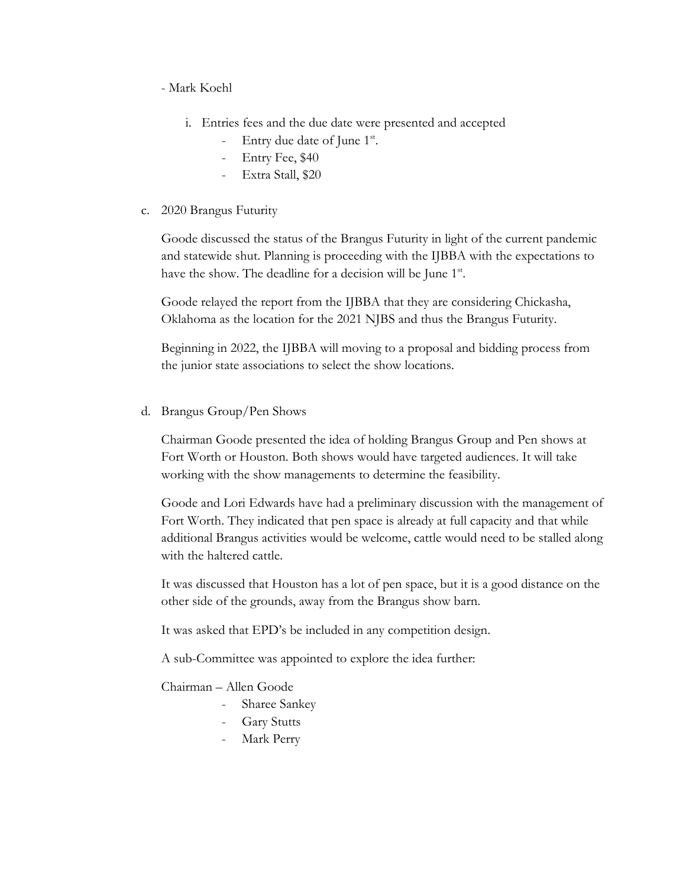- Mark Koehl

i. Entries fees and the due date were presented and accepted
   - Entry due date of June 1st.
   - Entry Fee, $40
   - Extra Stall, $20

c. 2020 Brangus Futurity

Goode discussed the status of the Brangus Futurity in light of the current pandemic and statewide shut. Planning is proceeding with the IJBBA with the expectations to have the show. The deadline for a decision will be June 1st.

Goode relayed the report from the IJBBA that they are considering Chickasha, Oklahoma as the location for the 2021 NJBS and thus the Brangus Futurity.

Beginning in 2022, the IJBBA will moving to a proposal and bidding process from the junior state associations to select the show locations.

d. Brangus Group/Pen Shows

Chairman Goode presented the idea of holding Brangus Group and Pen shows at Fort Worth or Houston. Both shows would have targeted audiences. It will take working with the show managements to determine the feasibility.

Goode and Lori Edwards have had a preliminary discussion with the management of Fort Worth. They indicated that pen space is already at full capacity and that while additional Brangus activities would be welcome, cattle would need to be stalled along with the haltered cattle.

It was discussed that Houston has a lot of pen space, but it is a good distance on the other side of the grounds, away from the Brangus show barn.

It was asked that EPD's be included in any competition design.

A sub-Committee was appointed to explore the idea further:

Chairman – Allen Goode
- Sharee Sankey
- Gary Stutts
- Mark Perry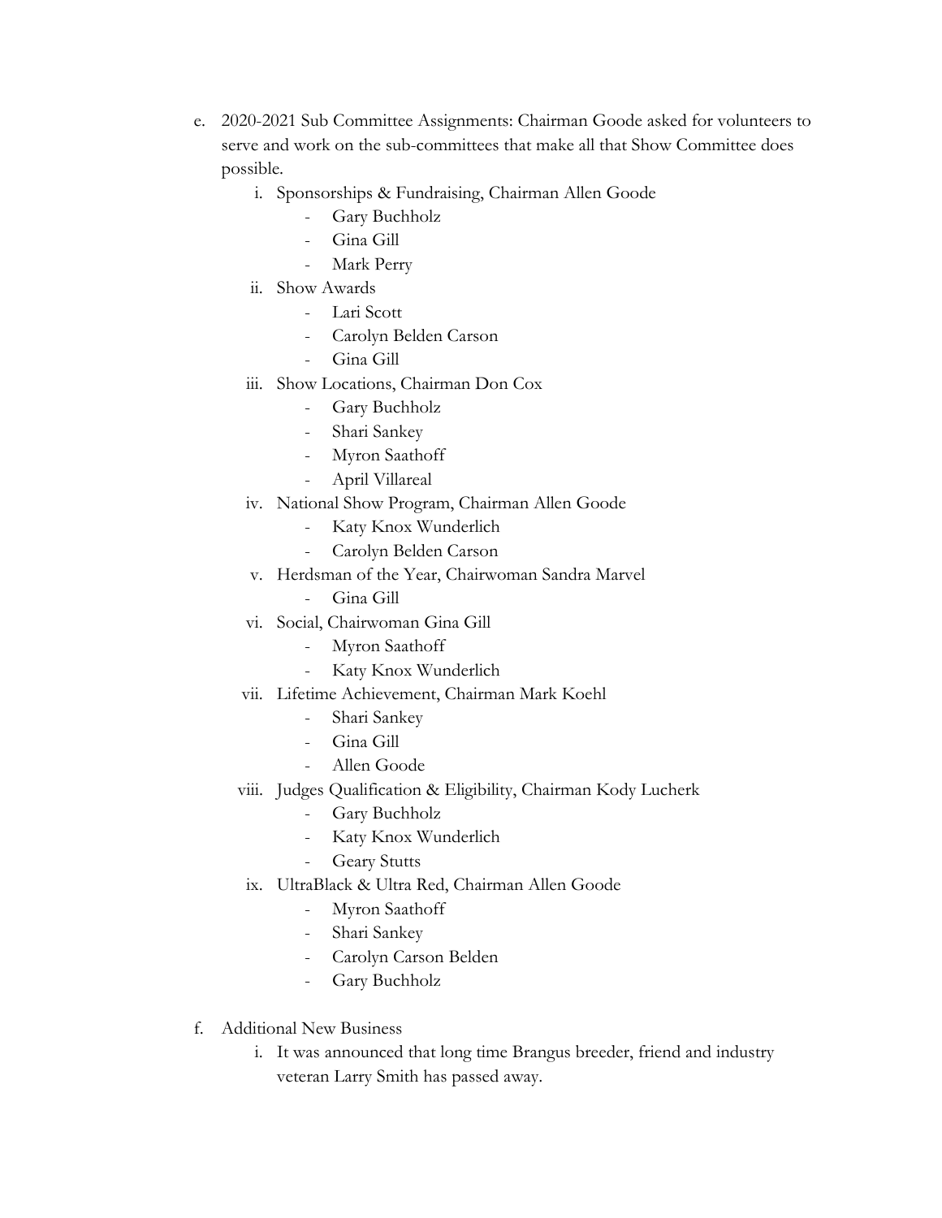e. 2020-2021 Sub Committee Assignments: Chairman Goode asked for volunteers to serve and work on the sub-committees that make all that Show Committee does possible.

   i. Sponsorships & Fundraising, Chairman Allen Goode
      - Gary Buchholz
      - Gina Gill
      - Mark Perry

   ii. Show Awards
      - Lari Scott
      - Carolyn Belden Carson
      - Gina Gill

   iii. Show Locations, Chairman Don Cox
      - Gary Buchholz
      - Shari Sankey
      - Myron Saathoff
      - April Villareal

   iv. National Show Program, Chairman Allen Goode
      - Katy Knox Wunderlich
      - Carolyn Belden Carson

   v. Herdsman of the Year, Chairwoman Sandra Marvel
      - Gina Gill

   vi. Social, Chairwoman Gina Gill
      - Myron Saathoff
      - Katy Knox Wunderlich

   vii. Lifetime Achievement, Chairman Mark Koehl
      - Shari Sankey
      - Gina Gill
      - Allen Goode

   viii. Judges Qualification & Eligibility, Chairman Kody Lucherk
      - Gary Buchholz
      - Katy Knox Wunderlich
      - Geary Stutts

   ix. UltraBlack & Ultra Red, Chairman Allen Goode
      - Myron Saathoff
      - Shari Sankey
      - Carolyn Carson Belden
      - Gary Buchholz

f. Additional New Business

   i. It was announced that long time Brangus breeder, friend and industry veteran Larry Smith has passed away.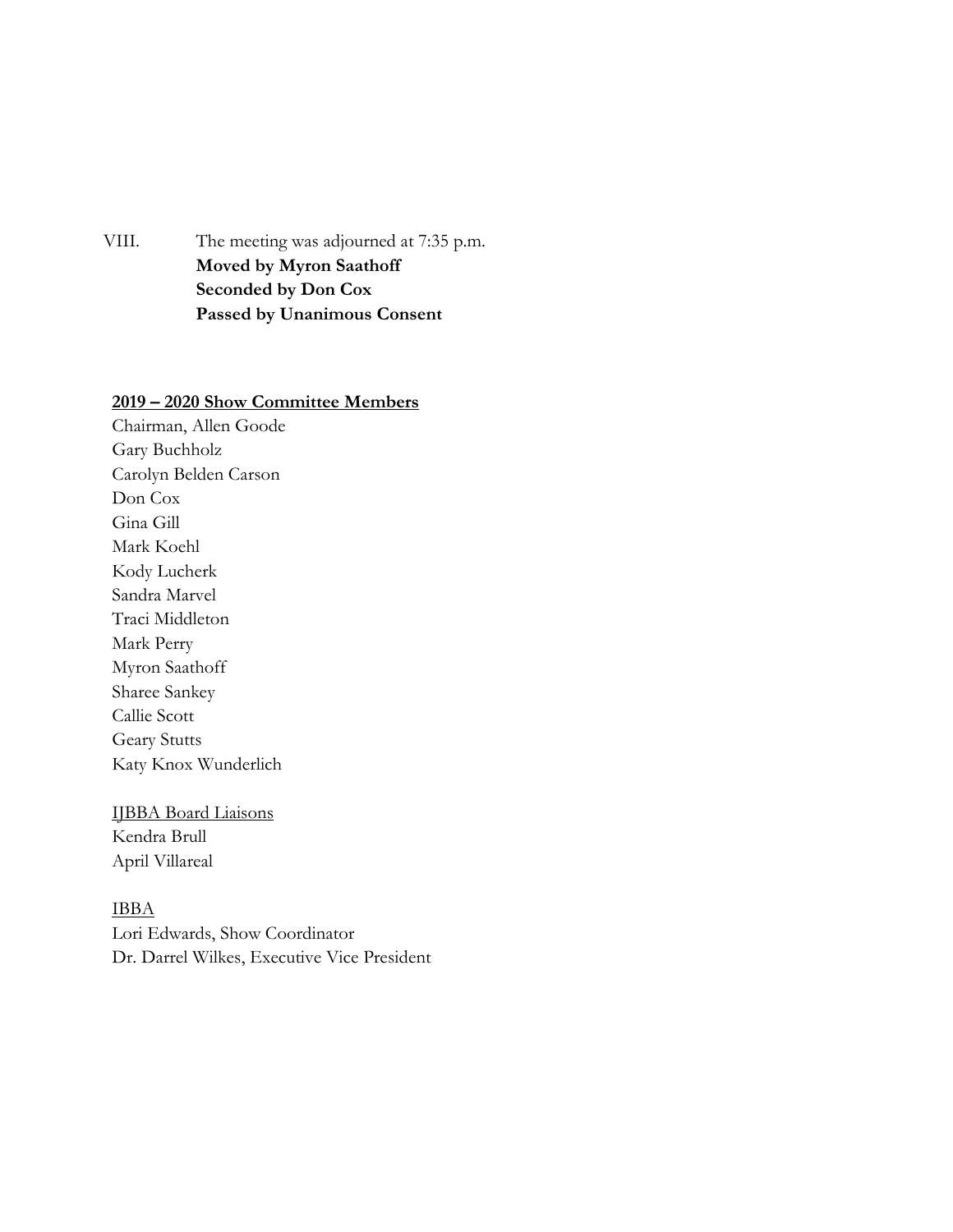VIII. The meeting was adjourned at 7:35 p.m.
**Moved by Myron Saathoff**
**Seconded by Don Cox**
**Passed by Unanimous Consent**

**2019 – 2020 Show Committee Members**

Chairman, Allen Goode
Gary Buchholz
Carolyn Belden Carson
Don Cox
Gina Gill
Mark Koehl
Kody Lucherk
Sandra Marvel
Traci Middleton
Mark Perry
Myron Saathoff
Sharee Sankey
Callie Scott
Geary Stutts
Katy Knox Wunderlich

IJBBA Board Liaisons

Kendra Brull
April Villareal

IBBA

Lori Edwards, Show Coordinator
Dr. Darrel Wilkes, Executive Vice President